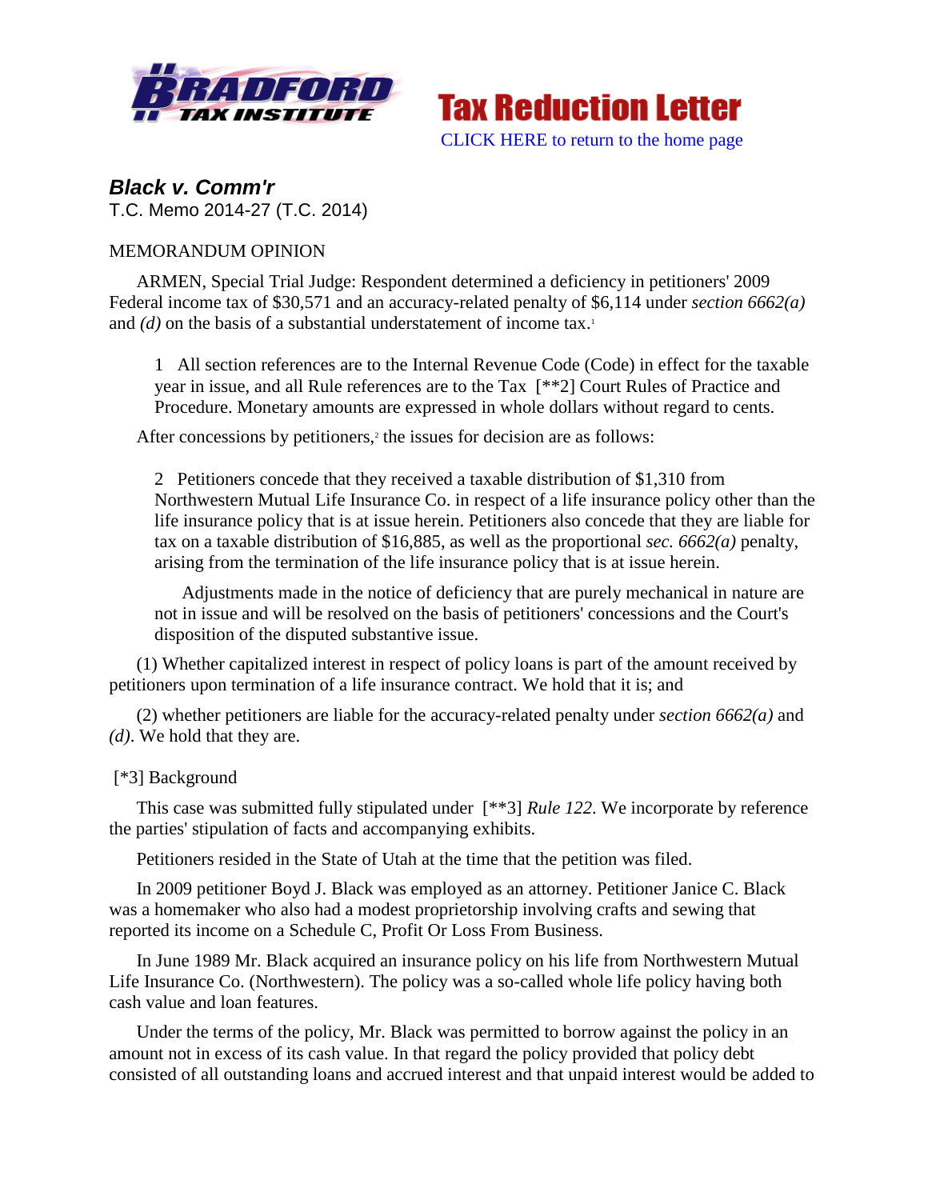**Tax Reduction Letter**

CLICK HERE to return to the home page

## *Black v. Comm'r*

T.C. Memo 2014-27 (T.C. 2014)

MEMORANDUM OPINION

ARMEN, Special Trial Judge: Respondent determined a deficiency in petitioners' 2009 Federal income tax of $30,571 and an accuracy-related penalty of $6,114 under *section 6662(a)* and *(d)* on the basis of a substantial understatement of income tax.[1]

> 1 All section references are to the Internal Revenue Code (Code) in effect for the taxable year in issue, and all Rule references are to the Tax [**2] Court Rules of Practice and Procedure. Monetary amounts are expressed in whole dollars without regard to cents.

After concessions by petitioners,[2] the issues for decision are as follows:

> 2 Petitioners concede that they received a taxable distribution of $1,310 from Northwestern Mutual Life Insurance Co. in respect of a life insurance policy other than the life insurance policy that is at issue herein. Petitioners also concede that they are liable for tax on a taxable distribution of $16,885, as well as the proportional *sec. 6662(a)* penalty, arising from the termination of the life insurance policy that is at issue herein.
>
> Adjustments made in the notice of deficiency that are purely mechanical in nature are not in issue and will be resolved on the basis of petitioners' concessions and the Court's disposition of the disputed substantive issue.

(1) Whether capitalized interest in respect of policy loans is part of the amount received by petitioners upon termination of a life insurance contract. We hold that it is; and

(2) whether petitioners are liable for the accuracy-related penalty under *section 6662(a)* and *(d)*. We hold that they are.

[*3] Background

This case was submitted fully stipulated under [**3] *Rule 122*. We incorporate by reference the parties' stipulation of facts and accompanying exhibits.

Petitioners resided in the State of Utah at the time that the petition was filed.

In 2009 petitioner Boyd J. Black was employed as an attorney. Petitioner Janice C. Black was a homemaker who also had a modest proprietorship involving crafts and sewing that reported its income on a Schedule C, Profit Or Loss From Business.

In June 1989 Mr. Black acquired an insurance policy on his life from Northwestern Mutual Life Insurance Co. (Northwestern). The policy was a so-called whole life policy having both cash value and loan features.

Under the terms of the policy, Mr. Black was permitted to borrow against the policy in an amount not in excess of its cash value. In that regard the policy provided that policy debt consisted of all outstanding loans and accrued interest and that unpaid interest would be added to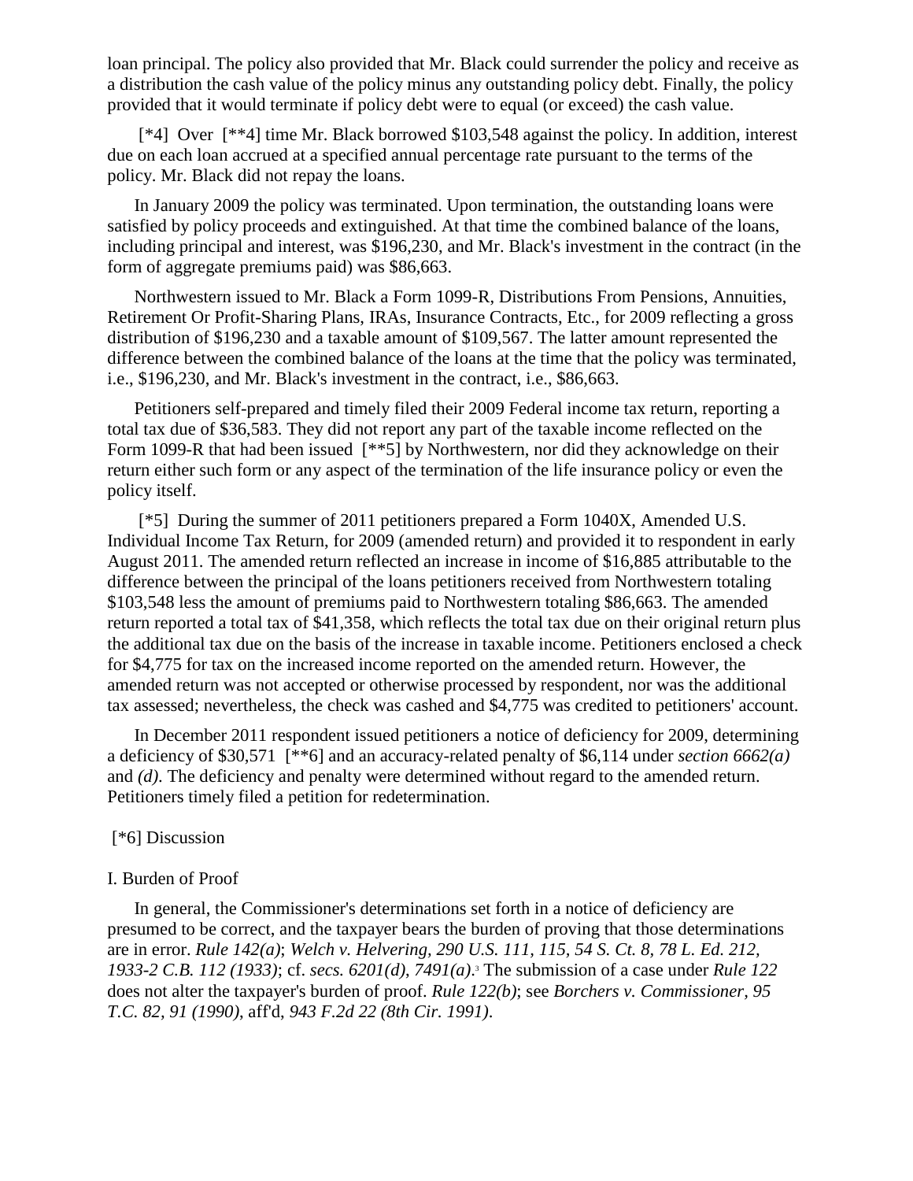loan principal. The policy also provided that Mr. Black could surrender the policy and receive as a distribution the cash value of the policy minus any outstanding policy debt. Finally, the policy provided that it would terminate if policy debt were to equal (or exceed) the cash value.

[*4] Over [**4] time Mr. Black borrowed $103,548 against the policy. In addition, interest due on each loan accrued at a specified annual percentage rate pursuant to the terms of the policy. Mr. Black did not repay the loans.

In January 2009 the policy was terminated. Upon termination, the outstanding loans were satisfied by policy proceeds and extinguished. At that time the combined balance of the loans, including principal and interest, was $196,230, and Mr. Black's investment in the contract (in the form of aggregate premiums paid) was $86,663.

Northwestern issued to Mr. Black a Form 1099-R, Distributions From Pensions, Annuities, Retirement Or Profit-Sharing Plans, IRAs, Insurance Contracts, Etc., for 2009 reflecting a gross distribution of $196,230 and a taxable amount of $109,567. The latter amount represented the difference between the combined balance of the loans at the time that the policy was terminated, i.e., $196,230, and Mr. Black's investment in the contract, i.e., $86,663.

Petitioners self-prepared and timely filed their 2009 Federal income tax return, reporting a total tax due of $36,583. They did not report any part of the taxable income reflected on the Form 1099-R that had been issued [**5] by Northwestern, nor did they acknowledge on their return either such form or any aspect of the termination of the life insurance policy or even the policy itself.

[*5] During the summer of 2011 petitioners prepared a Form 1040X, Amended U.S. Individual Income Tax Return, for 2009 (amended return) and provided it to respondent in early August 2011. The amended return reflected an increase in income of $16,885 attributable to the difference between the principal of the loans petitioners received from Northwestern totaling $103,548 less the amount of premiums paid to Northwestern totaling $86,663. The amended return reported a total tax of $41,358, which reflects the total tax due on their original return plus the additional tax due on the basis of the increase in taxable income. Petitioners enclosed a check for $4,775 for tax on the increased income reported on the amended return. However, the amended return was not accepted or otherwise processed by respondent, nor was the additional tax assessed; nevertheless, the check was cashed and $4,775 was credited to petitioners' account.

In December 2011 respondent issued petitioners a notice of deficiency for 2009, determining a deficiency of $30,571 [**6] and an accuracy-related penalty of $6,114 under *section 6662(a)* and *(d)*. The deficiency and penalty were determined without regard to the amended return. Petitioners timely filed a petition for redetermination.

[*6] Discussion

I. Burden of Proof

In general, the Commissioner's determinations set forth in a notice of deficiency are presumed to be correct, and the taxpayer bears the burden of proving that those determinations are in error. *Rule 142(a)*; *Welch v. Helvering, 290 U.S. 111, 115, 54 S. Ct. 8, 78 L. Ed. 212, 1933-2 C.B. 112 (1933)*; cf. *secs. 6201(d), 7491(a)*.[3] The submission of a case under *Rule 122* does not alter the taxpayer's burden of proof. *Rule 122(b)*; see *Borchers v. Commissioner, 95 T.C. 82, 91 (1990)*, aff'd, *943 F.2d 22 (8th Cir. 1991)*.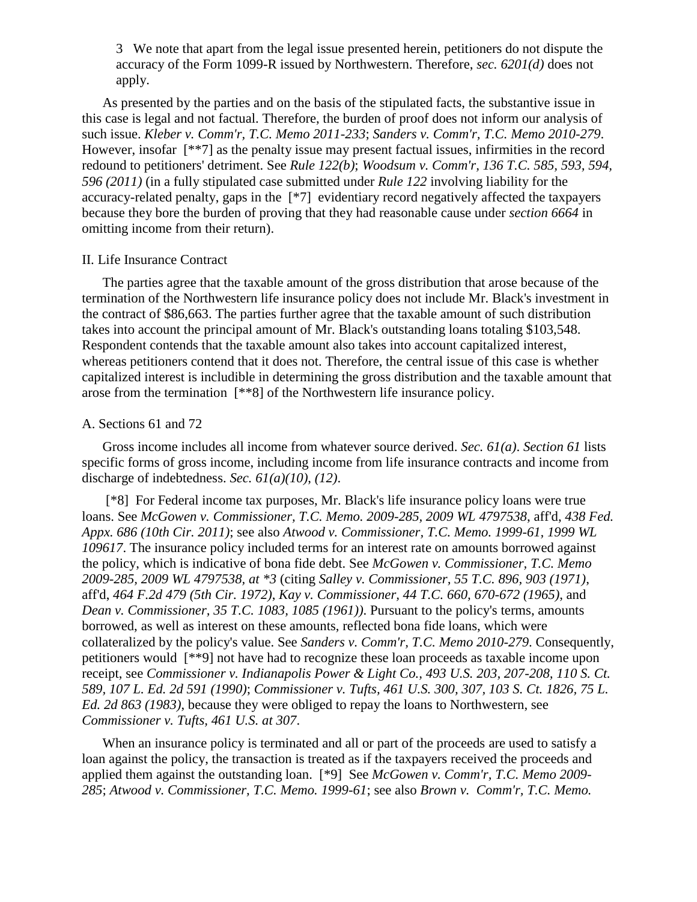3 We note that apart from the legal issue presented herein, petitioners do not dispute the accuracy of the Form 1099-R issued by Northwestern. Therefore, *sec. 6201(d)* does not apply.

As presented by the parties and on the basis of the stipulated facts, the substantive issue in this case is legal and not factual. Therefore, the burden of proof does not inform our analysis of such issue. *Kleber v. Comm'r, T.C. Memo 2011-233*; *Sanders v. Comm'r, T.C. Memo 2010-279*. However, insofar [**7] as the penalty issue may present factual issues, infirmities in the record redound to petitioners' detriment. See *Rule 122(b)*; *Woodsum v. Comm'r, 136 T.C. 585, 593, 594, 596 (2011)* (in a fully stipulated case submitted under *Rule 122* involving liability for the accuracy-related penalty, gaps in the [*7] evidentiary record negatively affected the taxpayers because they bore the burden of proving that they had reasonable cause under *section 6664* in omitting income from their return).

## II. Life Insurance Contract

The parties agree that the taxable amount of the gross distribution that arose because of the termination of the Northwestern life insurance policy does not include Mr. Black's investment in the contract of $86,663. The parties further agree that the taxable amount of such distribution takes into account the principal amount of Mr. Black's outstanding loans totaling $103,548. Respondent contends that the taxable amount also takes into account capitalized interest, whereas petitioners contend that it does not. Therefore, the central issue of this case is whether capitalized interest is includible in determining the gross distribution and the taxable amount that arose from the termination [**8] of the Northwestern life insurance policy.

### A. Sections 61 and 72

Gross income includes all income from whatever source derived. *Sec. 61(a)*. *Section 61* lists specific forms of gross income, including income from life insurance contracts and income from discharge of indebtedness. *Sec. 61(a)(10), (12)*.

[*8] For Federal income tax purposes, Mr. Black's life insurance policy loans were true loans. See *McGowen v. Commissioner, T.C. Memo. 2009-285, 2009 WL 4797538*, aff'd, *438 Fed. Appx. 686 (10th Cir. 2011)*; see also *Atwood v. Commissioner, T.C. Memo. 1999-61, 1999 WL 109617*. The insurance policy included terms for an interest rate on amounts borrowed against the policy, which is indicative of bona fide debt. See *McGowen v. Commissioner, T.C. Memo 2009-285, 2009 WL 4797538, at *3* (citing *Salley v. Commissioner, 55 T.C. 896, 903 (1971)*, aff'd, *464 F.2d 479 (5th Cir. 1972)*, *Kay v. Commissioner, 44 T.C. 660, 670-672 (1965)*, and *Dean v. Commissioner, 35 T.C. 1083, 1085 (1961))*. Pursuant to the policy's terms, amounts borrowed, as well as interest on these amounts, reflected bona fide loans, which were collateralized by the policy's value. See *Sanders v. Comm'r, T.C. Memo 2010-279*. Consequently, petitioners would [**9] not have had to recognize these loan proceeds as taxable income upon receipt, see *Commissioner v. Indianapolis Power & Light Co., 493 U.S. 203, 207-208, 110 S. Ct. 589, 107 L. Ed. 2d 591 (1990)*; *Commissioner v. Tufts, 461 U.S. 300, 307, 103 S. Ct. 1826, 75 L. Ed. 2d 863 (1983)*, because they were obliged to repay the loans to Northwestern, see *Commissioner v. Tufts, 461 U.S. at 307*.

When an insurance policy is terminated and all or part of the proceeds are used to satisfy a loan against the policy, the transaction is treated as if the taxpayers received the proceeds and applied them against the outstanding loan. [*9] See *McGowen v. Comm'r, T.C. Memo 2009-285*; *Atwood v. Commissioner, T.C. Memo. 1999-61*; see also *Brown v. Comm'r, T.C. Memo.*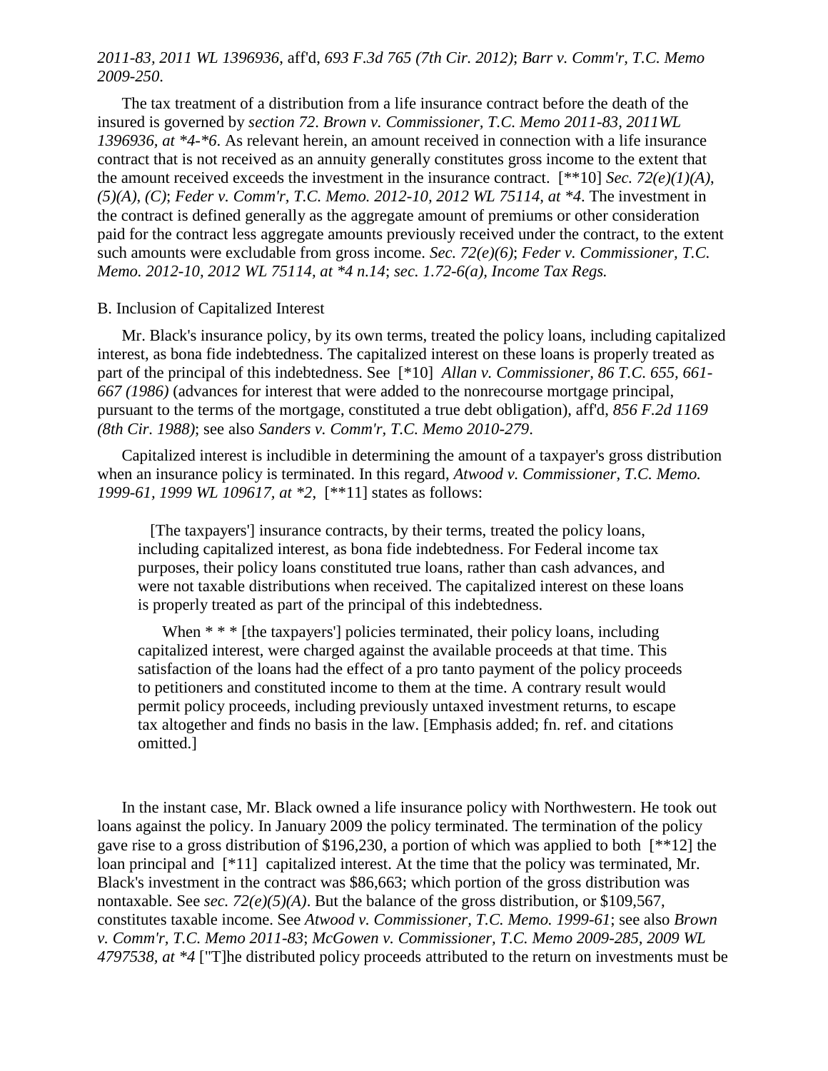*2011-83, 2011 WL 1396936*, aff'd, *693 F.3d 765 (7th Cir. 2012)*; *Barr v. Comm'r, T.C. Memo 2009-250*.

The tax treatment of a distribution from a life insurance contract before the death of the insured is governed by *section 72*. *Brown v. Commissioner, T.C. Memo 2011-83, 2011WL 1396936, at *4-*6*. As relevant herein, an amount received in connection with a life insurance contract that is not received as an annuity generally constitutes gross income to the extent that the amount received exceeds the investment in the insurance contract. [**10] *Sec. 72(e)(1)(A), (5)(A), (C)*; *Feder v. Comm'r, T.C. Memo. 2012-10, 2012 WL 75114, at *4*. The investment in the contract is defined generally as the aggregate amount of premiums or other consideration paid for the contract less aggregate amounts previously received under the contract, to the extent such amounts were excludable from gross income. *Sec. 72(e)(6)*; *Feder v. Commissioner, T.C. Memo. 2012-10, 2012 WL 75114, at *4 n.14*; *sec. 1.72-6(a), Income Tax Regs.*

B. Inclusion of Capitalized Interest

Mr. Black's insurance policy, by its own terms, treated the policy loans, including capitalized interest, as bona fide indebtedness. The capitalized interest on these loans is properly treated as part of the principal of this indebtedness. See [*10] *Allan v. Commissioner, 86 T.C. 655, 661-667 (1986)* (advances for interest that were added to the nonrecourse mortgage principal, pursuant to the terms of the mortgage, constituted a true debt obligation), aff'd, *856 F.2d 1169 (8th Cir. 1988)*; see also *Sanders v. Comm'r, T.C. Memo 2010-279*.

Capitalized interest is includible in determining the amount of a taxpayer's gross distribution when an insurance policy is terminated. In this regard, *Atwood v. Commissioner, T.C. Memo. 1999-61, 1999 WL 109617, at *2,* [**11] states as follows:

> [The taxpayers'] insurance contracts, by their terms, treated the policy loans, including capitalized interest, as bona fide indebtedness. For Federal income tax purposes, their policy loans constituted true loans, rather than cash advances, and were not taxable distributions when received. The capitalized interest on these loans is properly treated as part of the principal of this indebtedness.
>
> When * * * [the taxpayers'] policies terminated, their policy loans, including capitalized interest, were charged against the available proceeds at that time. This satisfaction of the loans had the effect of a pro tanto payment of the policy proceeds to petitioners and constituted income to them at the time. A contrary result would permit policy proceeds, including previously untaxed investment returns, to escape tax altogether and finds no basis in the law. [Emphasis added; fn. ref. and citations omitted.]

In the instant case, Mr. Black owned a life insurance policy with Northwestern. He took out loans against the policy. In January 2009 the policy terminated. The termination of the policy gave rise to a gross distribution of $196,230, a portion of which was applied to both [**12] the loan principal and [*11] capitalized interest. At the time that the policy was terminated, Mr. Black's investment in the contract was $86,663; which portion of the gross distribution was nontaxable. See *sec. 72(e)(5)(A)*. But the balance of the gross distribution, or $109,567, constitutes taxable income. See *Atwood v. Commissioner, T.C. Memo. 1999-61*; see also *Brown v. Comm'r, T.C. Memo 2011-83*; *McGowen v. Commissioner, T.C. Memo 2009-285, 2009 WL 4797538, at *4* ["T]he distributed policy proceeds attributed to the return on investments must be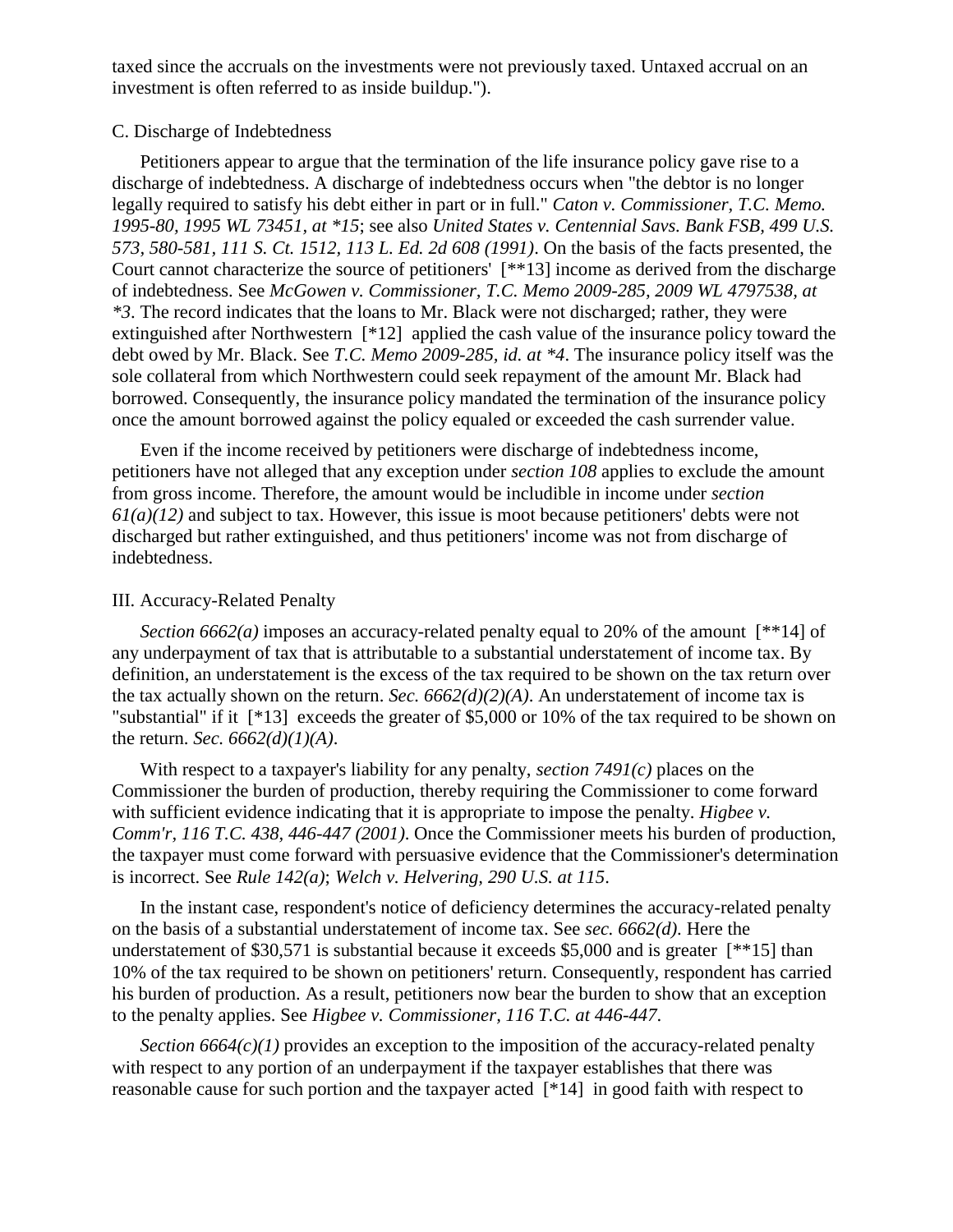taxed since the accruals on the investments were not previously taxed. Untaxed accrual on an investment is often referred to as inside buildup.").

C. Discharge of Indebtedness

Petitioners appear to argue that the termination of the life insurance policy gave rise to a discharge of indebtedness. A discharge of indebtedness occurs when "the debtor is no longer legally required to satisfy his debt either in part or in full." *Caton v. Commissioner, T.C. Memo. 1995-80, 1995 WL 73451, at *15*; see also *United States v. Centennial Savs. Bank FSB, 499 U.S. 573, 580-581, 111 S. Ct. 1512, 113 L. Ed. 2d 608 (1991)*. On the basis of the facts presented, the Court cannot characterize the source of petitioners' [**13] income as derived from the discharge of indebtedness. See *McGowen v. Commissioner, T.C. Memo 2009-285, 2009 WL 4797538, at *3*. The record indicates that the loans to Mr. Black were not discharged; rather, they were extinguished after Northwestern [*12] applied the cash value of the insurance policy toward the debt owed by Mr. Black. See *T.C. Memo 2009-285, id. at *4*. The insurance policy itself was the sole collateral from which Northwestern could seek repayment of the amount Mr. Black had borrowed. Consequently, the insurance policy mandated the termination of the insurance policy once the amount borrowed against the policy equaled or exceeded the cash surrender value.

Even if the income received by petitioners were discharge of indebtedness income, petitioners have not alleged that any exception under *section 108* applies to exclude the amount from gross income. Therefore, the amount would be includible in income under *section 61(a)(12)* and subject to tax. However, this issue is moot because petitioners' debts were not discharged but rather extinguished, and thus petitioners' income was not from discharge of indebtedness.

III. Accuracy-Related Penalty

*Section 6662(a)* imposes an accuracy-related penalty equal to 20% of the amount [**14] of any underpayment of tax that is attributable to a substantial understatement of income tax. By definition, an understatement is the excess of the tax required to be shown on the tax return over the tax actually shown on the return. *Sec. 6662(d)(2)(A)*. An understatement of income tax is "substantial" if it [*13] exceeds the greater of $5,000 or 10% of the tax required to be shown on the return. *Sec. 6662(d)(1)(A)*.

With respect to a taxpayer's liability for any penalty, *section 7491(c)* places on the Commissioner the burden of production, thereby requiring the Commissioner to come forward with sufficient evidence indicating that it is appropriate to impose the penalty. *Higbee v. Comm'r, 116 T.C. 438, 446-447 (2001)*. Once the Commissioner meets his burden of production, the taxpayer must come forward with persuasive evidence that the Commissioner's determination is incorrect. See *Rule 142(a)*; *Welch v. Helvering, 290 U.S. at 115*.

In the instant case, respondent's notice of deficiency determines the accuracy-related penalty on the basis of a substantial understatement of income tax. See *sec. 6662(d)*. Here the understatement of $30,571 is substantial because it exceeds $5,000 and is greater [**15] than 10% of the tax required to be shown on petitioners' return. Consequently, respondent has carried his burden of production. As a result, petitioners now bear the burden to show that an exception to the penalty applies. See *Higbee v. Commissioner, 116 T.C. at 446-447*.

*Section 6664(c)(1)* provides an exception to the imposition of the accuracy-related penalty with respect to any portion of an underpayment if the taxpayer establishes that there was reasonable cause for such portion and the taxpayer acted [*14] in good faith with respect to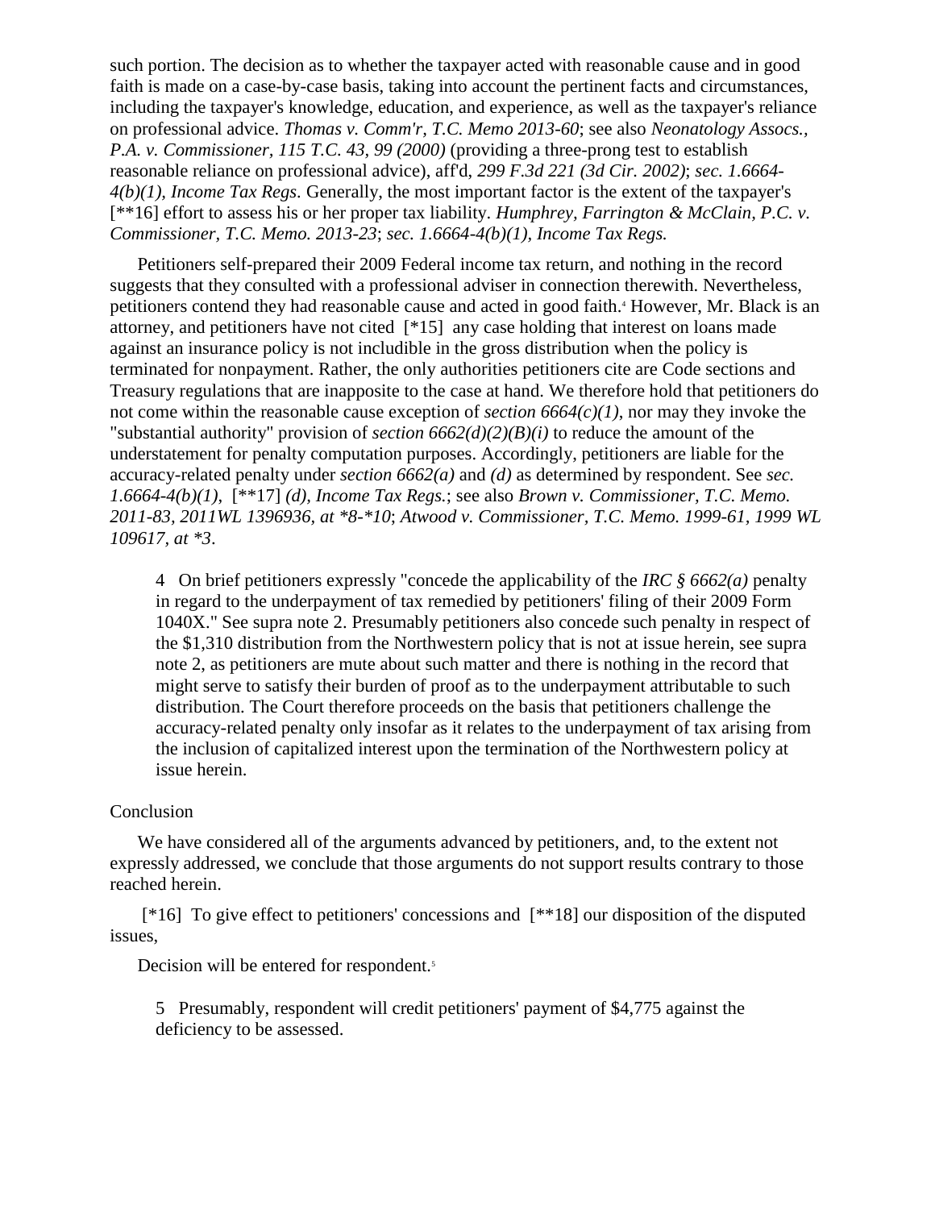such portion. The decision as to whether the taxpayer acted with reasonable cause and in good faith is made on a case-by-case basis, taking into account the pertinent facts and circumstances, including the taxpayer's knowledge, education, and experience, as well as the taxpayer's reliance on professional advice. *Thomas v. Comm'r, T.C. Memo 2013-60*; see also *Neonatology Assocs., P.A. v. Commissioner, 115 T.C. 43, 99 (2000)* (providing a three-prong test to establish reasonable reliance on professional advice), aff'd, *299 F.3d 221 (3d Cir. 2002)*; *sec. 1.6664-4(b)(1), Income Tax Regs.* Generally, the most important factor is the extent of the taxpayer's [**16] effort to assess his or her proper tax liability. *Humphrey, Farrington & McClain, P.C. v. Commissioner, T.C. Memo. 2013-23*; *sec. 1.6664-4(b)(1), Income Tax Regs.*

Petitioners self-prepared their 2009 Federal income tax return, and nothing in the record suggests that they consulted with a professional adviser in connection therewith. Nevertheless, petitioners contend they had reasonable cause and acted in good faith.[4] However, Mr. Black is an attorney, and petitioners have not cited [*15] any case holding that interest on loans made against an insurance policy is not includible in the gross distribution when the policy is terminated for nonpayment. Rather, the only authorities petitioners cite are Code sections and Treasury regulations that are inapposite to the case at hand. We therefore hold that petitioners do not come within the reasonable cause exception of *section 6664(c)(1)*, nor may they invoke the "substantial authority" provision of *section 6662(d)(2)(B)(i)* to reduce the amount of the understatement for penalty computation purposes. Accordingly, petitioners are liable for the accuracy-related penalty under *section 6662(a)* and *(d)* as determined by respondent. See *sec. 1.6664-4(b)(1)*, [**17] *(d), Income Tax Regs.*; see also *Brown v. Commissioner, T.C. Memo. 2011-83, 2011WL 1396936, at *8-*10*; *Atwood v. Commissioner, T.C. Memo. 1999-61, 1999 WL 109617, at *3*.

4 On brief petitioners expressly "concede the applicability of the *IRC § 6662(a)* penalty in regard to the underpayment of tax remedied by petitioners' filing of their 2009 Form 1040X." See supra note 2. Presumably petitioners also concede such penalty in respect of the $1,310 distribution from the Northwestern policy that is not at issue herein, see supra note 2, as petitioners are mute about such matter and there is nothing in the record that might serve to satisfy their burden of proof as to the underpayment attributable to such distribution. The Court therefore proceeds on the basis that petitioners challenge the accuracy-related penalty only insofar as it relates to the underpayment of tax arising from the inclusion of capitalized interest upon the termination of the Northwestern policy at issue herein.

Conclusion

We have considered all of the arguments advanced by petitioners, and, to the extent not expressly addressed, we conclude that those arguments do not support results contrary to those reached herein.

[*16] To give effect to petitioners' concessions and [**18] our disposition of the disputed issues,

Decision will be entered for respondent.[5]

5 Presumably, respondent will credit petitioners' payment of $4,775 against the deficiency to be assessed.